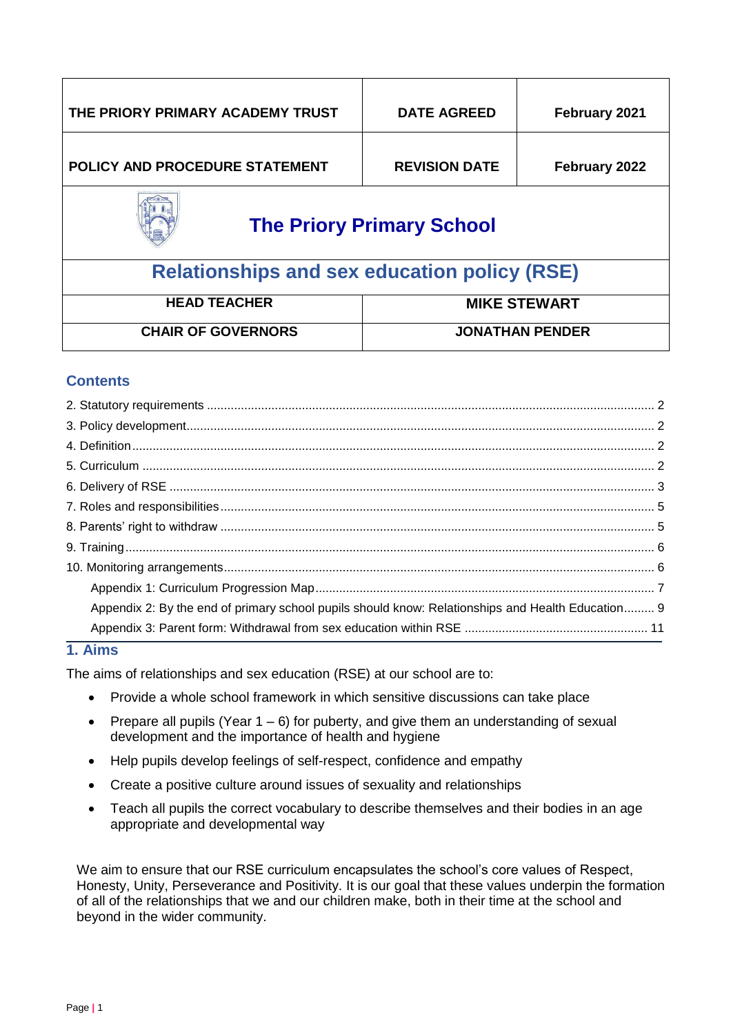| THE PRIORY PRIMARY ACADEMY TRUST | DATE AGREED | February 2021 |
|---|---|---|
| POLICY AND PROCEDURE STATEMENT | REVISION DATE | February 2022 |

# The Priory Primary School

# Relationships and sex education policy (RSE)

| HEAD TEACHER | MIKE STEWART |
|---|---|
| CHAIR OF GOVERNORS | JONATHAN PENDER |

## Contents

2. Statutory requirements ........ 2
3. Policy development ........ 2
4. Definition ........ 2
5. Curriculum ........ 2
6. Delivery of RSE ........ 3
7. Roles and responsibilities ........ 5
8. Parents' right to withdraw ........ 5
9. Training ........ 6
10. Monitoring arrangements ........ 6
    - Appendix 1: Curriculum Progression Map ........ 7
    - Appendix 2: By the end of primary school pupils should know: Relationships and Health Education ........ 9
    - Appendix 3: Parent form: Withdrawal from sex education within RSE ........ 11

## 1. Aims

The aims of relationships and sex education (RSE) at our school are to:

- Provide a whole school framework in which sensitive discussions can take place
- Prepare all pupils (Year 1 – 6) for puberty, and give them an understanding of sexual development and the importance of health and hygiene
- Help pupils develop feelings of self-respect, confidence and empathy
- Create a positive culture around issues of sexuality and relationships
- Teach all pupils the correct vocabulary to describe themselves and their bodies in an age appropriate and developmental way

We aim to ensure that our RSE curriculum encapsulates the school's core values of Respect, Honesty, Unity, Perseverance and Positivity. It is our goal that these values underpin the formation of all of the relationships that we and our children make, both in their time at the school and beyond in the wider community.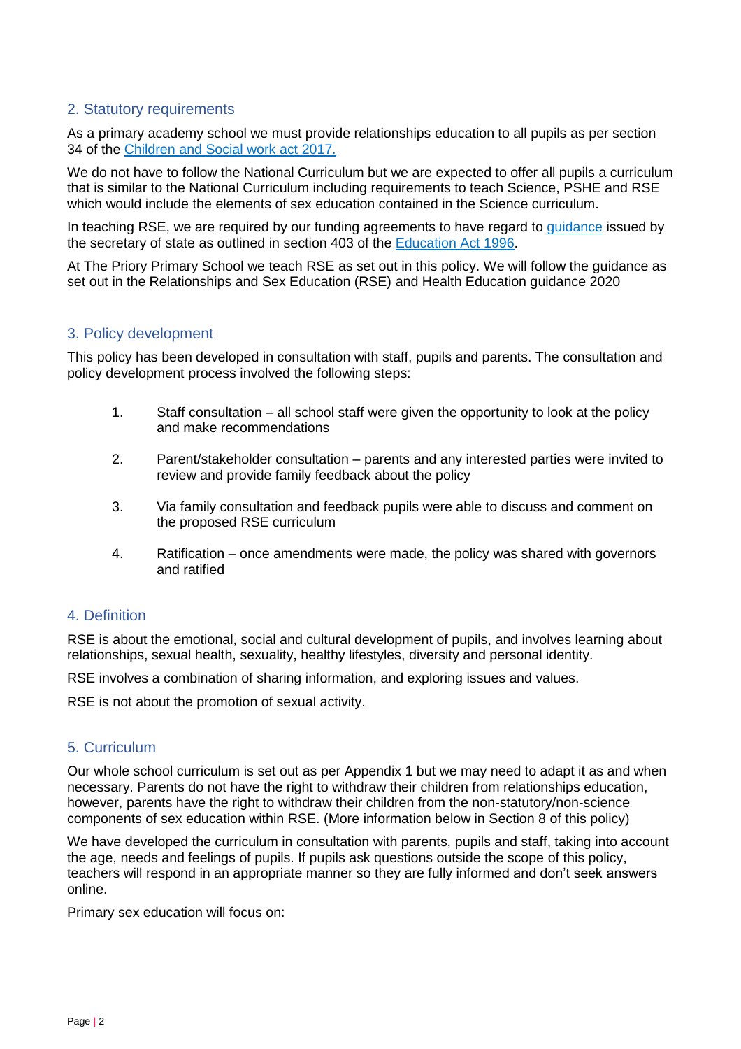## 2. Statutory requirements

As a primary academy school we must provide relationships education to all pupils as per section 34 of the [Children and Social work act 2017.](#)

We do not have to follow the National Curriculum but we are expected to offer all pupils a curriculum that is similar to the National Curriculum including requirements to teach Science, PSHE and RSE which would include the elements of sex education contained in the Science curriculum.

In teaching RSE, we are required by our funding agreements to have regard to [guidance](#) issued by the secretary of state as outlined in section 403 of the [Education Act 1996](#).

At The Priory Primary School we teach RSE as set out in this policy. We will follow the guidance as set out in the Relationships and Sex Education (RSE) and Health Education guidance 2020

## 3. Policy development

This policy has been developed in consultation with staff, pupils and parents. The consultation and policy development process involved the following steps:

1. Staff consultation – all school staff were given the opportunity to look at the policy and make recommendations
2. Parent/stakeholder consultation – parents and any interested parties were invited to review and provide family feedback about the policy
3. Via family consultation and feedback pupils were able to discuss and comment on the proposed RSE curriculum
4. Ratification – once amendments were made, the policy was shared with governors and ratified

## 4. Definition

RSE is about the emotional, social and cultural development of pupils, and involves learning about relationships, sexual health, sexuality, healthy lifestyles, diversity and personal identity.

RSE involves a combination of sharing information, and exploring issues and values.

RSE is not about the promotion of sexual activity.

## 5. Curriculum

Our whole school curriculum is set out as per Appendix 1 but we may need to adapt it as and when necessary. Parents do not have the right to withdraw their children from relationships education, however, parents have the right to withdraw their children from the non-statutory/non-science components of sex education within RSE. (More information below in Section 8 of this policy)

We have developed the curriculum in consultation with parents, pupils and staff, taking into account the age, needs and feelings of pupils. If pupils ask questions outside the scope of this policy, teachers will respond in an appropriate manner so they are fully informed and don't seek answers online.

Primary sex education will focus on: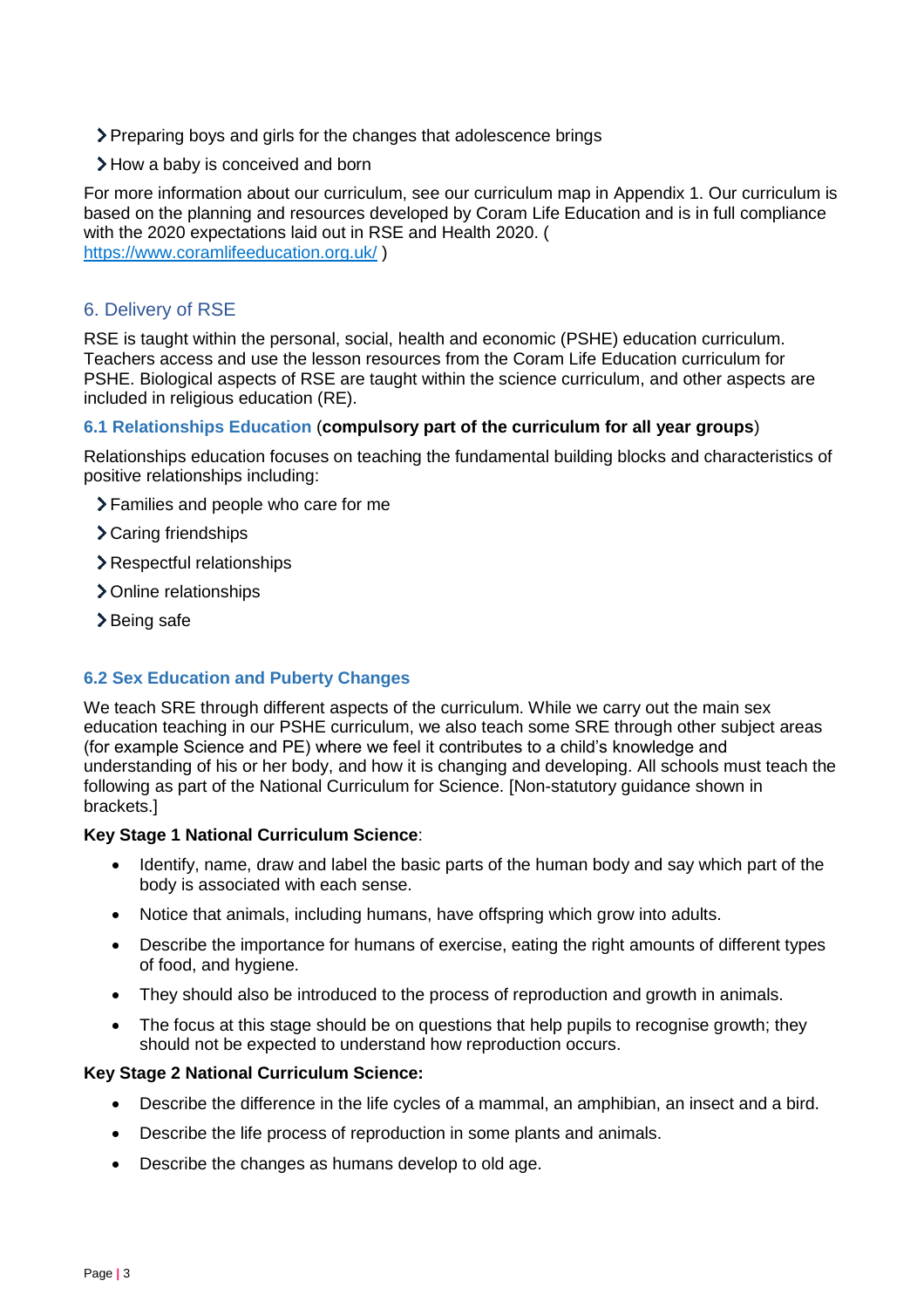- Preparing boys and girls for the changes that adolescence brings
- How a baby is conceived and born

For more information about our curriculum, see our curriculum map in Appendix 1. Our curriculum is based on the planning and resources developed by Coram Life Education and is in full compliance with the 2020 expectations laid out in RSE and Health 2020. ( https://www.coramlifeeducation.org.uk/ )

## 6. Delivery of RSE

RSE is taught within the personal, social, health and economic (PSHE) education curriculum. Teachers access and use the lesson resources from the Coram Life Education curriculum for PSHE. Biological aspects of RSE are taught within the science curriculum, and other aspects are included in religious education (RE).

### 6.1 Relationships Education (**compulsory part of the curriculum for all year groups**)

Relationships education focuses on teaching the fundamental building blocks and characteristics of positive relationships including:

- Families and people who care for me
- Caring friendships
- Respectful relationships
- Online relationships
- Being safe

### 6.2 Sex Education and Puberty Changes

We teach SRE through different aspects of the curriculum. While we carry out the main sex education teaching in our PSHE curriculum, we also teach some SRE through other subject areas (for example Science and PE) where we feel it contributes to a child's knowledge and understanding of his or her body, and how it is changing and developing. All schools must teach the following as part of the National Curriculum for Science. [Non-statutory guidance shown in brackets.]

**Key Stage 1 National Curriculum Science**:

- Identify, name, draw and label the basic parts of the human body and say which part of the body is associated with each sense.
- Notice that animals, including humans, have offspring which grow into adults.
- Describe the importance for humans of exercise, eating the right amounts of different types of food, and hygiene.
- They should also be introduced to the process of reproduction and growth in animals.
- The focus at this stage should be on questions that help pupils to recognise growth; they should not be expected to understand how reproduction occurs.

**Key Stage 2 National Curriculum Science:**

- Describe the difference in the life cycles of a mammal, an amphibian, an insect and a bird.
- Describe the life process of reproduction in some plants and animals.
- Describe the changes as humans develop to old age.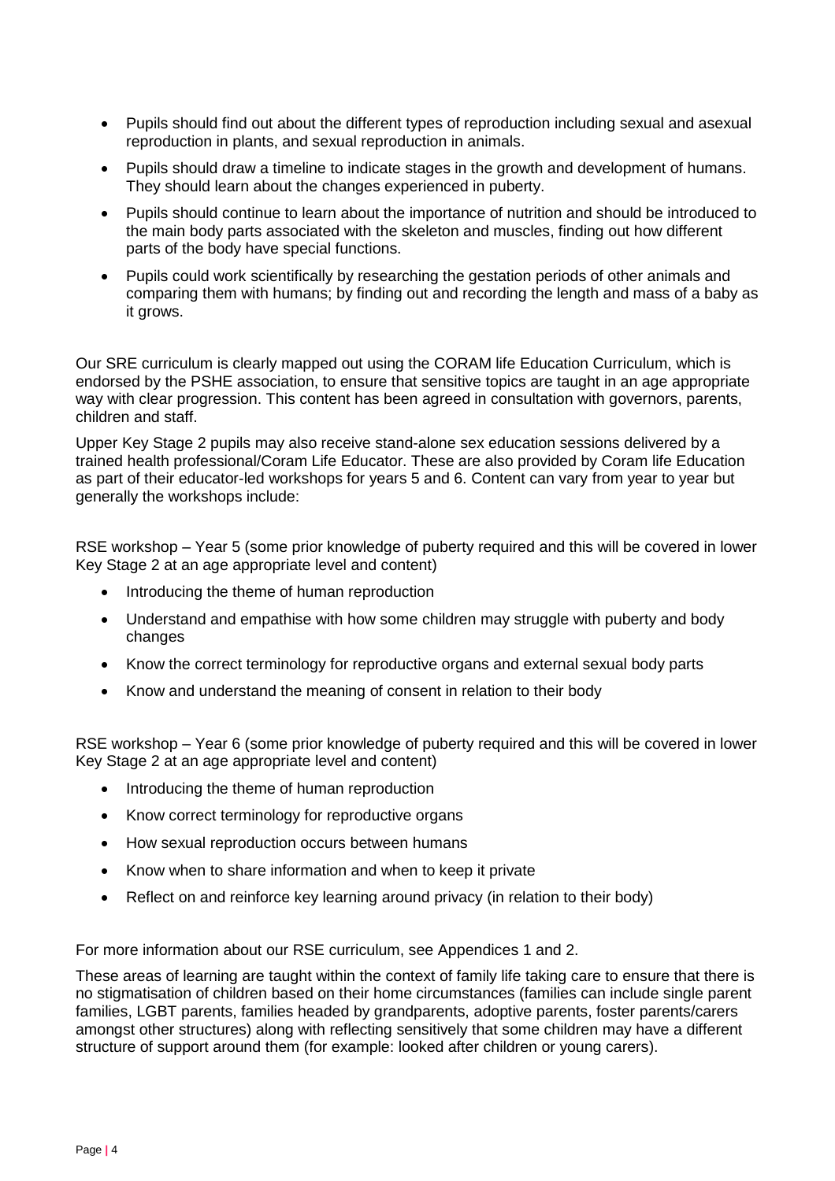- Pupils should find out about the different types of reproduction including sexual and asexual reproduction in plants, and sexual reproduction in animals.
- Pupils should draw a timeline to indicate stages in the growth and development of humans. They should learn about the changes experienced in puberty.
- Pupils should continue to learn about the importance of nutrition and should be introduced to the main body parts associated with the skeleton and muscles, finding out how different parts of the body have special functions.
- Pupils could work scientifically by researching the gestation periods of other animals and comparing them with humans; by finding out and recording the length and mass of a baby as it grows.

Our SRE curriculum is clearly mapped out using the CORAM life Education Curriculum, which is endorsed by the PSHE association, to ensure that sensitive topics are taught in an age appropriate way with clear progression. This content has been agreed in consultation with governors, parents, children and staff.

Upper Key Stage 2 pupils may also receive stand-alone sex education sessions delivered by a trained health professional/Coram Life Educator. These are also provided by Coram life Education as part of their educator-led workshops for years 5 and 6. Content can vary from year to year but generally the workshops include:

RSE workshop – Year 5 (some prior knowledge of puberty required and this will be covered in lower Key Stage 2 at an age appropriate level and content)

- Introducing the theme of human reproduction
- Understand and empathise with how some children may struggle with puberty and body changes
- Know the correct terminology for reproductive organs and external sexual body parts
- Know and understand the meaning of consent in relation to their body

RSE workshop – Year 6 (some prior knowledge of puberty required and this will be covered in lower Key Stage 2 at an age appropriate level and content)

- Introducing the theme of human reproduction
- Know correct terminology for reproductive organs
- How sexual reproduction occurs between humans
- Know when to share information and when to keep it private
- Reflect on and reinforce key learning around privacy (in relation to their body)

For more information about our RSE curriculum, see Appendices 1 and 2.

These areas of learning are taught within the context of family life taking care to ensure that there is no stigmatisation of children based on their home circumstances (families can include single parent families, LGBT parents, families headed by grandparents, adoptive parents, foster parents/carers amongst other structures) along with reflecting sensitively that some children may have a different structure of support around them (for example: looked after children or young carers).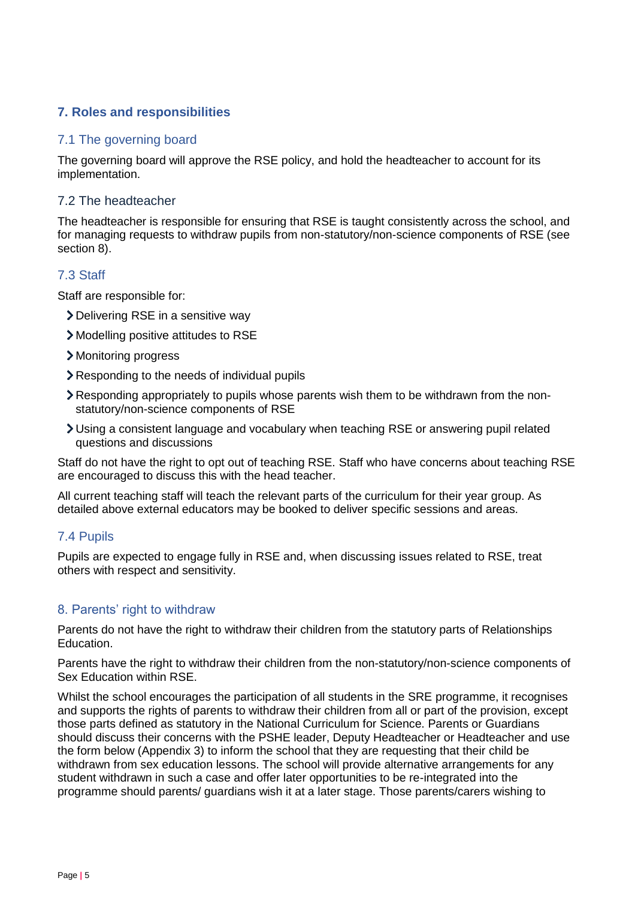## 7. Roles and responsibilities

### 7.1 The governing board

The governing board will approve the RSE policy, and hold the headteacher to account for its implementation.

### 7.2 The headteacher

The headteacher is responsible for ensuring that RSE is taught consistently across the school, and for managing requests to withdraw pupils from non-statutory/non-science components of RSE (see section 8).

### 7.3 Staff

Staff are responsible for:

- Delivering RSE in a sensitive way
- Modelling positive attitudes to RSE
- Monitoring progress
- Responding to the needs of individual pupils
- Responding appropriately to pupils whose parents wish them to be withdrawn from the non-statutory/non-science components of RSE
- Using a consistent language and vocabulary when teaching RSE or answering pupil related questions and discussions

Staff do not have the right to opt out of teaching RSE. Staff who have concerns about teaching RSE are encouraged to discuss this with the head teacher.

All current teaching staff will teach the relevant parts of the curriculum for their year group. As detailed above external educators may be booked to deliver specific sessions and areas.

### 7.4 Pupils

Pupils are expected to engage fully in RSE and, when discussing issues related to RSE, treat others with respect and sensitivity.

## 8. Parents' right to withdraw

Parents do not have the right to withdraw their children from the statutory parts of Relationships Education.

Parents have the right to withdraw their children from the non-statutory/non-science components of Sex Education within RSE.

Whilst the school encourages the participation of all students in the SRE programme, it recognises and supports the rights of parents to withdraw their children from all or part of the provision, except those parts defined as statutory in the National Curriculum for Science. Parents or Guardians should discuss their concerns with the PSHE leader, Deputy Headteacher or Headteacher and use the form below (Appendix 3) to inform the school that they are requesting that their child be withdrawn from sex education lessons. The school will provide alternative arrangements for any student withdrawn in such a case and offer later opportunities to be re-integrated into the programme should parents/ guardians wish it at a later stage. Those parents/carers wishing to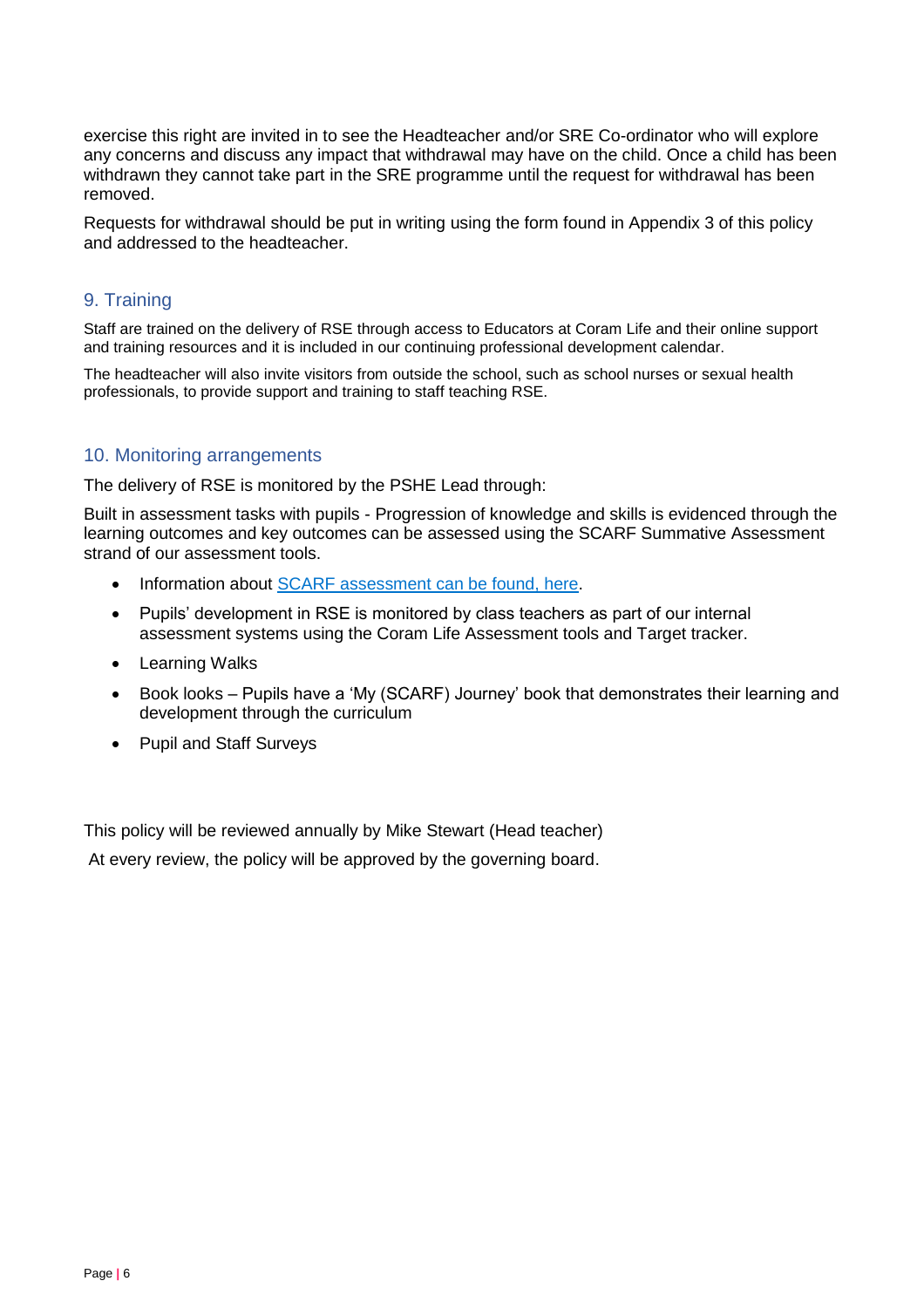exercise this right are invited in to see the Headteacher and/or SRE Co-ordinator who will explore any concerns and discuss any impact that withdrawal may have on the child. Once a child has been withdrawn they cannot take part in the SRE programme until the request for withdrawal has been removed.

Requests for withdrawal should be put in writing using the form found in Appendix 3 of this policy and addressed to the headteacher.

## 9. Training

Staff are trained on the delivery of RSE through access to Educators at Coram Life and their online support and training resources and it is included in our continuing professional development calendar.

The headteacher will also invite visitors from outside the school, such as school nurses or sexual health professionals, to provide support and training to staff teaching RSE.

## 10. Monitoring arrangements

The delivery of RSE is monitored by the PSHE Lead through:

Built in assessment tasks with pupils - Progression of knowledge and skills is evidenced through the learning outcomes and key outcomes can be assessed using the SCARF Summative Assessment strand of our assessment tools.

- Information about SCARF assessment can be found, here.
- Pupils' development in RSE is monitored by class teachers as part of our internal assessment systems using the Coram Life Assessment tools and Target tracker.
- Learning Walks
- Book looks – Pupils have a 'My (SCARF) Journey' book that demonstrates their learning and development through the curriculum
- Pupil and Staff Surveys

This policy will be reviewed annually by Mike Stewart (Head teacher)

At every review, the policy will be approved by the governing board.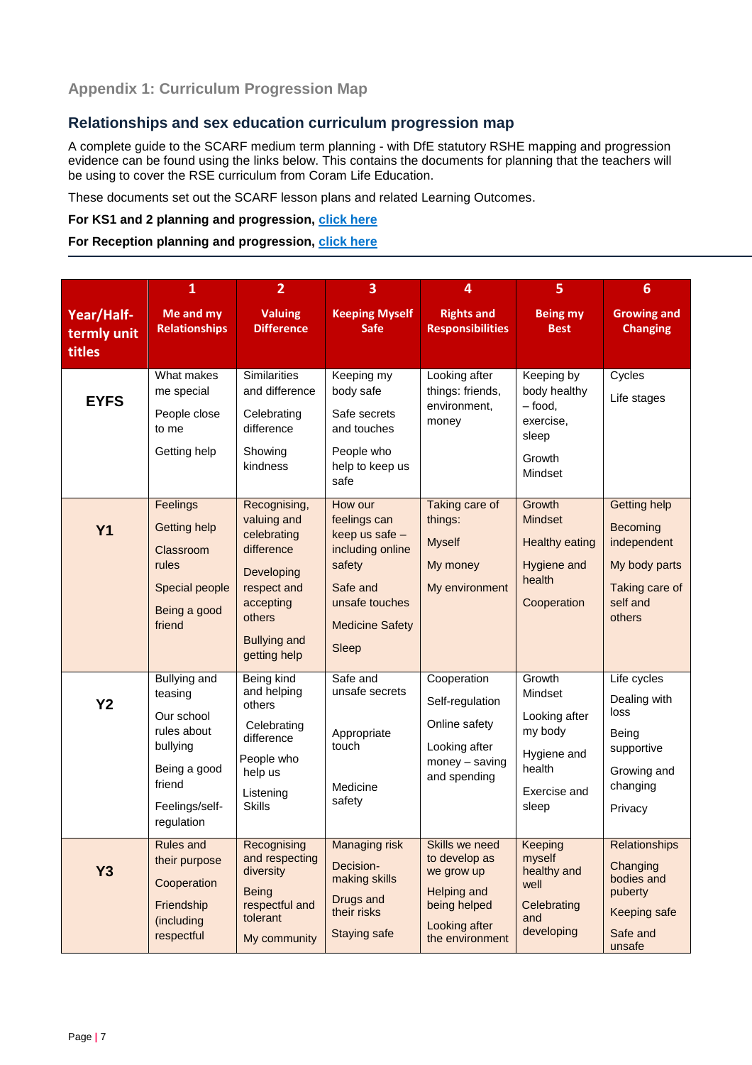## Appendix 1: Curriculum Progression Map

### Relationships and sex education curriculum progression map

A complete guide to the SCARF medium term planning - with DfE statutory RSHE mapping and progression evidence can be found using the links below. This contains the documents for planning that the teachers will be using to cover the RSE curriculum from Coram Life Education.

These documents set out the SCARF lesson plans and related Learning Outcomes.

**For KS1 and 2 planning and progression, click here**

**For Reception planning and progression, click here**

| Year/Half-termly unit titles | 1<br>Me and my Relationships | 2<br>Valuing Difference | 3<br>Keeping Myself Safe | 4<br>Rights and Responsibilities | 5<br>Being my Best | 6<br>Growing and Changing |
|---|---|---|---|---|---|---|
| **EYFS** | What makes me special<br>People close to me<br>Getting help | Similarities and difference<br>Celebrating difference<br>Showing kindness | Keeping my body safe<br>Safe secrets and touches<br>People who help to keep us safe | Looking after things: friends, environment, money | Keeping by body healthy – food, exercise, sleep<br>Growth Mindset | Cycles<br>Life stages |
| **Y1** | Feelings<br>Getting help<br>Classroom rules<br>Special people<br>Being a good friend | Recognising, valuing and celebrating difference<br>Developing respect and accepting others<br>Bullying and getting help | How our feelings can keep us safe – including online safety<br>Safe and unsafe touches<br>Medicine Safety<br>Sleep | Taking care of things:<br>Myself<br>My money<br>My environment | Growth Mindset<br>Healthy eating<br>Hygiene and health<br>Cooperation | Getting help<br>Becoming independent<br>My body parts<br>Taking care of self and others |
| **Y2** | Bullying and teasing<br>Our school rules about bullying<br>Being a good friend<br>Feelings/self-regulation | Being kind and helping others<br>Celebrating difference<br>People who help us<br>Listening Skills | Safe and unsafe secrets<br>Appropriate touch<br>Medicine safety | Cooperation<br>Self-regulation<br>Online safety<br>Looking after money – saving and spending | Growth Mindset<br>Looking after my body<br>Hygiene and health<br>Exercise and sleep | Life cycles<br>Dealing with loss<br>Being supportive<br>Growing and changing<br>Privacy |
| **Y3** | Rules and their purpose<br>Cooperation<br>Friendship (including respectful | Recognising and respecting diversity<br>Being respectful and tolerant<br>My community | Managing risk<br>Decision-making skills<br>Drugs and their risks<br>Staying safe | Skills we need to develop as we grow up<br>Helping and being helped<br>Looking after the environment | Keeping myself healthy and well<br>Celebrating and developing | Relationships<br>Changing bodies and puberty<br>Keeping safe<br>Safe and unsafe |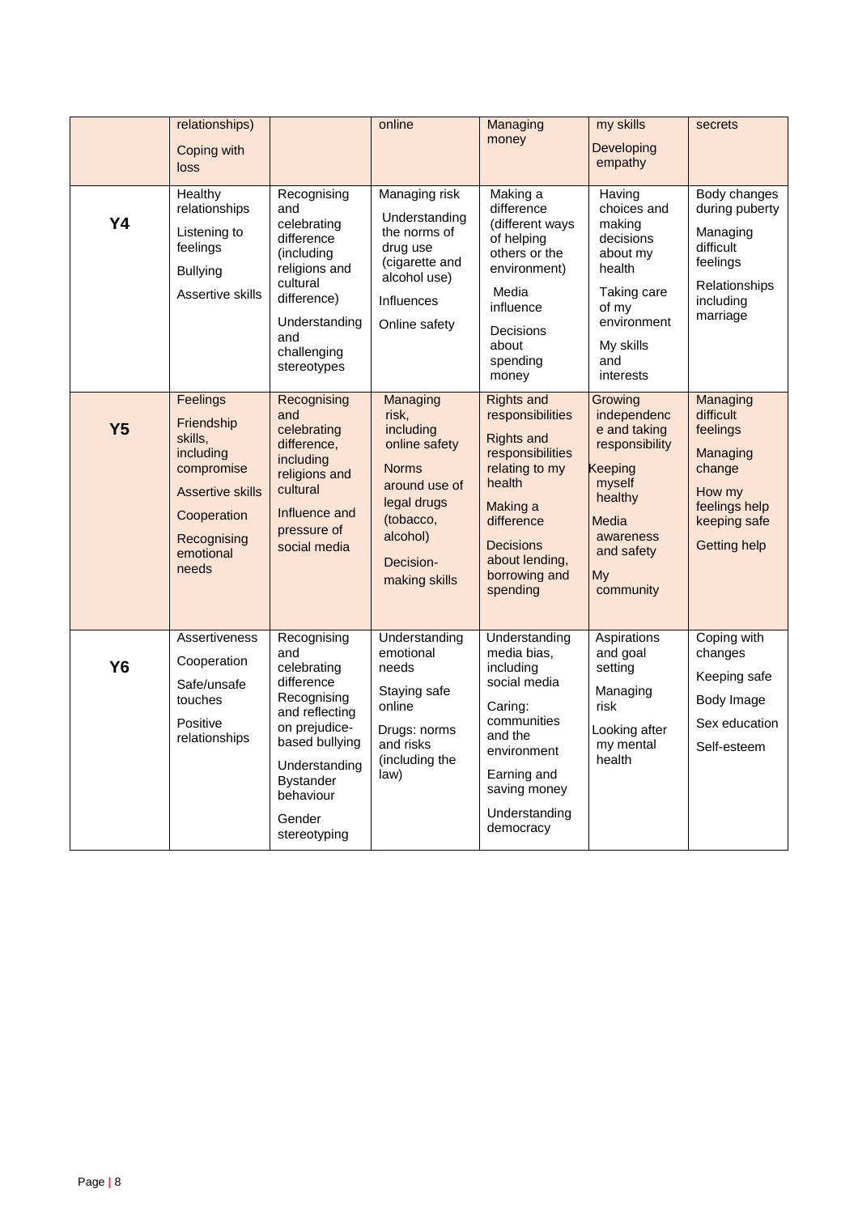|  | relationships)<br>Coping with loss |  | online | Managing money | my skills<br>Developing empathy | secrets |
| --- | --- | --- | --- | --- | --- | --- |
| **Y4** | Healthy relationships<br>Listening to feelings<br>Bullying<br>Assertive skills | Recognising and celebrating difference (including religions and cultural difference)<br>Understanding and challenging stereotypes | Managing risk<br>Understanding the norms of drug use (cigarette and alcohol use)<br>Influences<br>Online safety | Making a difference (different ways of helping others or the environment)<br>Media influence<br>Decisions about spending money | Having choices and making decisions about my health<br>Taking care of my environment<br>My skills and interests | Body changes during puberty<br>Managing difficult feelings<br>Relationships including marriage |
| **Y5** | Feelings<br>Friendship skills, including compromise<br>Assertive skills<br>Cooperation<br>Recognising emotional needs | Recognising and celebrating difference, including religions and cultural<br>Influence and pressure of social media | Managing risk, including online safety<br>Norms around use of legal drugs (tobacco, alcohol)<br>Decision-making skills | Rights and responsibilities<br>Rights and responsibilities relating to my health<br>Making a difference<br>Decisions about lending, borrowing and spending | Growing independence and taking responsibility<br>Keeping myself healthy<br>Media awareness and safety<br>My community | Managing difficult feelings<br>Managing change<br>How my feelings help keeping safe<br>Getting help |
| **Y6** | Assertiveness<br>Cooperation<br>Safe/unsafe touches<br>Positive relationships | Recognising and celebrating difference<br>Recognising and reflecting on prejudice-based bullying<br>Understanding Bystander behaviour<br>Gender stereotyping | Understanding emotional needs<br>Staying safe online<br>Drugs: norms and risks (including the law) | Understanding media bias, including social media<br>Caring: communities and the environment<br>Earning and saving money<br>Understanding democracy | Aspirations and goal setting<br>Managing risk<br>Looking after my mental health | Coping with changes<br>Keeping safe<br>Body Image<br>Sex education<br>Self-esteem |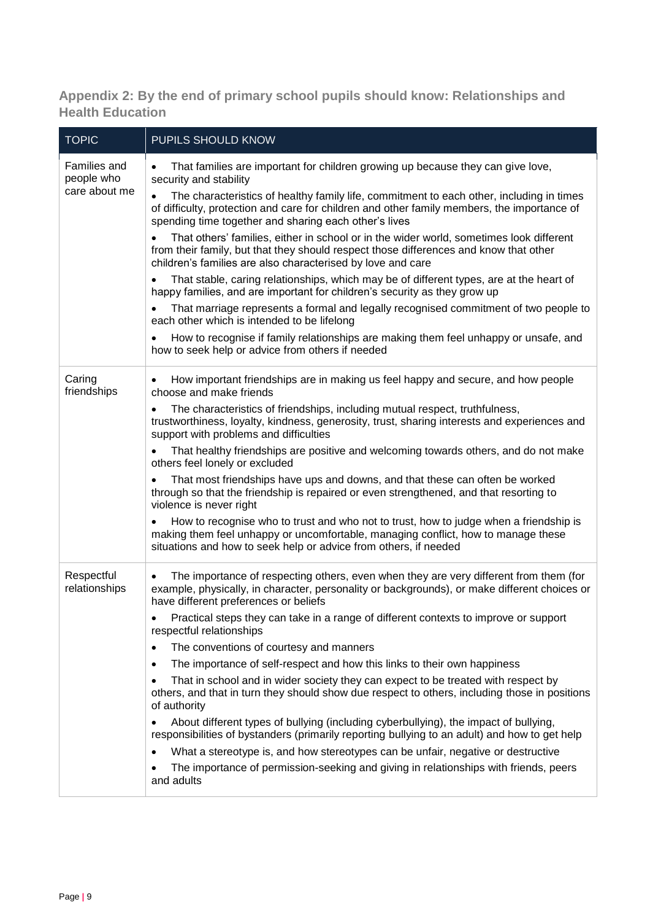## Appendix 2: By the end of primary school pupils should know: Relationships and Health Education

| TOPIC | PUPILS SHOULD KNOW |
| --- | --- |
| Families and people who care about me | • That families are important for children growing up because they can give love, security and stability<br>• The characteristics of healthy family life, commitment to each other, including in times of difficulty, protection and care for children and other family members, the importance of spending time together and sharing each other's lives<br>• That others' families, either in school or in the wider world, sometimes look different from their family, but that they should respect those differences and know that other children's families are also characterised by love and care<br>• That stable, caring relationships, which may be of different types, are at the heart of happy families, and are important for children's security as they grow up<br>• That marriage represents a formal and legally recognised commitment of two people to each other which is intended to be lifelong<br>• How to recognise if family relationships are making them feel unhappy or unsafe, and how to seek help or advice from others if needed |
| Caring friendships | • How important friendships are in making us feel happy and secure, and how people choose and make friends<br>• The characteristics of friendships, including mutual respect, truthfulness, trustworthiness, loyalty, kindness, generosity, trust, sharing interests and experiences and support with problems and difficulties<br>• That healthy friendships are positive and welcoming towards others, and do not make others feel lonely or excluded<br>• That most friendships have ups and downs, and that these can often be worked through so that the friendship is repaired or even strengthened, and that resorting to violence is never right<br>• How to recognise who to trust and who not to trust, how to judge when a friendship is making them feel unhappy or uncomfortable, managing conflict, how to manage these situations and how to seek help or advice from others, if needed |
| Respectful relationships | • The importance of respecting others, even when they are very different from them (for example, physically, in character, personality or backgrounds), or make different choices or have different preferences or beliefs<br>• Practical steps they can take in a range of different contexts to improve or support respectful relationships<br>• The conventions of courtesy and manners<br>• The importance of self-respect and how this links to their own happiness<br>• That in school and in wider society they can expect to be treated with respect by others, and that in turn they should show due respect to others, including those in positions of authority<br>• About different types of bullying (including cyberbullying), the impact of bullying, responsibilities of bystanders (primarily reporting bullying to an adult) and how to get help<br>• What a stereotype is, and how stereotypes can be unfair, negative or destructive<br>• The importance of permission-seeking and giving in relationships with friends, peers and adults |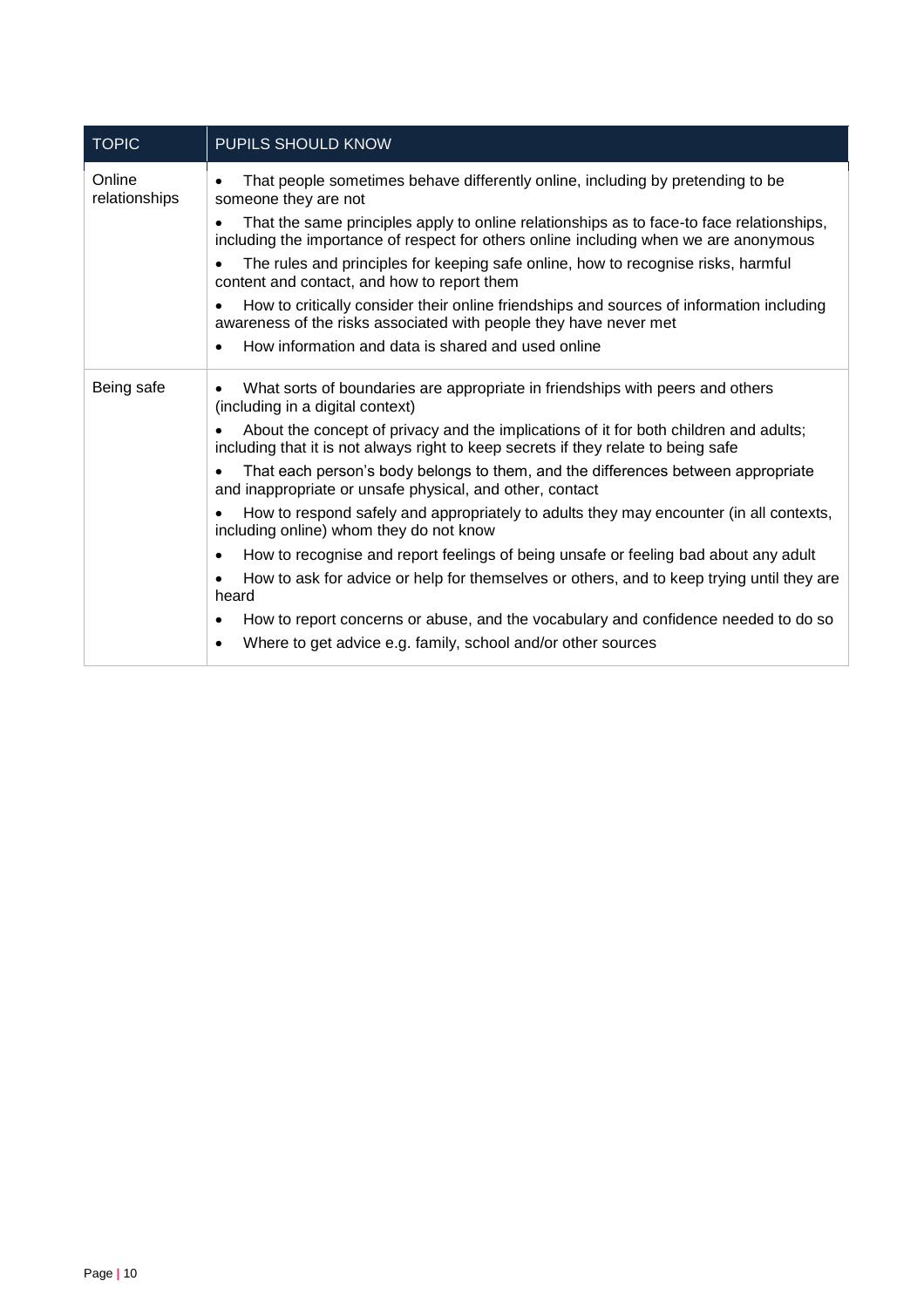| TOPIC | PUPILS SHOULD KNOW |
|---|---|
| Online relationships | • That people sometimes behave differently online, including by pretending to be someone they are not<br>• That the same principles apply to online relationships as to face-to face relationships, including the importance of respect for others online including when we are anonymous<br>• The rules and principles for keeping safe online, how to recognise risks, harmful content and contact, and how to report them<br>• How to critically consider their online friendships and sources of information including awareness of the risks associated with people they have never met<br>• How information and data is shared and used online |
| Being safe | • What sorts of boundaries are appropriate in friendships with peers and others (including in a digital context)<br>• About the concept of privacy and the implications of it for both children and adults; including that it is not always right to keep secrets if they relate to being safe<br>• That each person's body belongs to them, and the differences between appropriate and inappropriate or unsafe physical, and other, contact<br>• How to respond safely and appropriately to adults they may encounter (in all contexts, including online) whom they do not know<br>• How to recognise and report feelings of being unsafe or feeling bad about any adult<br>• How to ask for advice or help for themselves or others, and to keep trying until they are heard<br>• How to report concerns or abuse, and the vocabulary and confidence needed to do so<br>• Where to get advice e.g. family, school and/or other sources |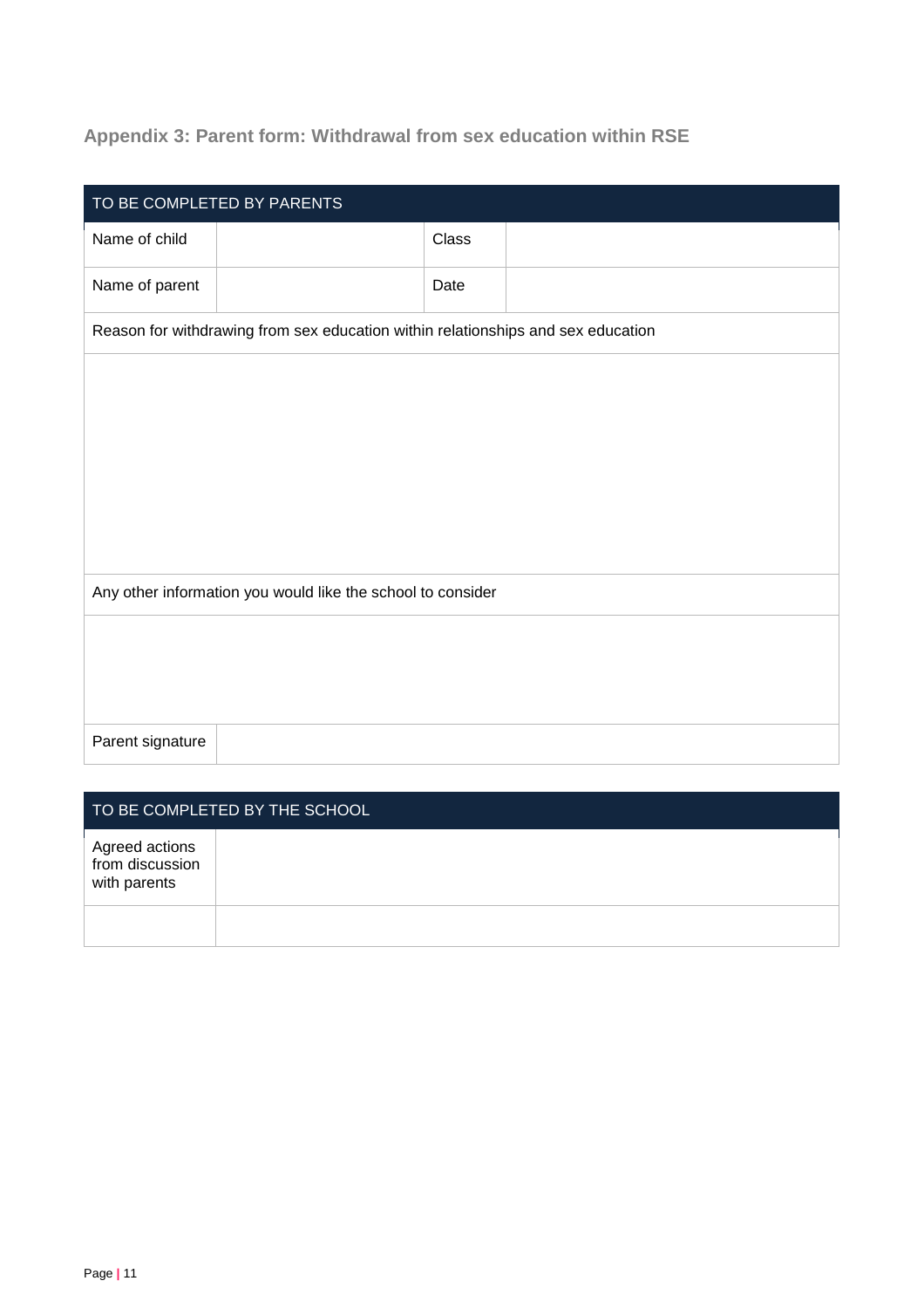## Appendix 3: Parent form: Withdrawal from sex education within RSE

| TO BE COMPLETED BY PARENTS | | | |
|---|---|---|---|
| Name of child | | Class | |
| Name of parent | | Date | |
| Reason for withdrawing from sex education within relationships and sex education | | | |
| | | | |
| Any other information you would like the school to consider | | | |
| | | | |
| Parent signature | | | |

| TO BE COMPLETED BY THE SCHOOL | |
|---|---|
| Agreed actions from discussion with parents | |
| | |